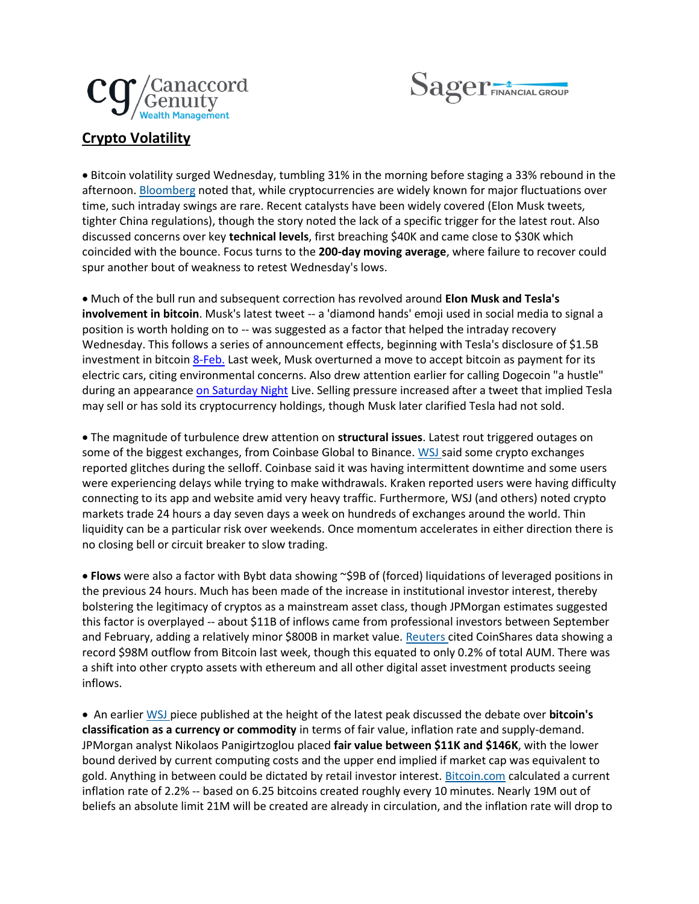## Crypto Volatility

- Bitcoin volatility surged Wednesday, tumbling 31% in the morning before staging a 33% rebound in the afternoon. Bloomberg noted that, while cryptocurrencies are widely known for major fluctuations over time, such intraday swings are rare. Recent catalysts have been widely covered (Elon Musk tweets, tighter China regulations), though the story noted the lack of a specific trigger for the latest rout. Also discussed concerns over key **technical levels**, first breaching $40K and came close to $30K which coincided with the bounce. Focus turns to the **200-day moving average**, where failure to recover could spur another bout of weakness to retest Wednesday's lows.

- Much of the bull run and subsequent correction has revolved around **Elon Musk and Tesla's involvement in bitcoin**. Musk's latest tweet -- a 'diamond hands' emoji used in social media to signal a position is worth holding on to -- was suggested as a factor that helped the intraday recovery Wednesday. This follows a series of announcement effects, beginning with Tesla's disclosure of $1.5B investment in bitcoin 8-Feb. Last week, Musk overturned a move to accept bitcoin as payment for its electric cars, citing environmental concerns. Also drew attention earlier for calling Dogecoin "a hustle" during an appearance on Saturday Night Live. Selling pressure increased after a tweet that implied Tesla may sell or has sold its cryptocurrency holdings, though Musk later clarified Tesla had not sold.

- The magnitude of turbulence drew attention on **structural issues**. Latest rout triggered outages on some of the biggest exchanges, from Coinbase Global to Binance. WSJ said some crypto exchanges reported glitches during the selloff. Coinbase said it was having intermittent downtime and some users were experiencing delays while trying to make withdrawals. Kraken reported users were having difficulty connecting to its app and website amid very heavy traffic. Furthermore, WSJ (and others) noted crypto markets trade 24 hours a day seven days a week on hundreds of exchanges around the world. Thin liquidity can be a particular risk over weekends. Once momentum accelerates in either direction there is no closing bell or circuit breaker to slow trading.

- **Flows** were also a factor with Bybt data showing ~$9B of (forced) liquidations of leveraged positions in the previous 24 hours. Much has been made of the increase in institutional investor interest, thereby bolstering the legitimacy of cryptos as a mainstream asset class, though JPMorgan estimates suggested this factor is overplayed -- about $11B of inflows came from professional investors between September and February, adding a relatively minor $800B in market value. Reuters cited CoinShares data showing a record $98M outflow from Bitcoin last week, though this equated to only 0.2% of total AUM. There was a shift into other crypto assets with ethereum and all other digital asset investment products seeing inflows.

- An earlier WSJ piece published at the height of the latest peak discussed the debate over **bitcoin's classification as a currency or commodity** in terms of fair value, inflation rate and supply-demand. JPMorgan analyst Nikolaos Panigirtzoglou placed **fair value between $11K and $146K**, with the lower bound derived by current computing costs and the upper end implied if market cap was equivalent to gold. Anything in between could be dictated by retail investor interest. Bitcoin.com calculated a current inflation rate of 2.2% -- based on 6.25 bitcoins created roughly every 10 minutes. Nearly 19M out of beliefs an absolute limit 21M will be created are already in circulation, and the inflation rate will drop to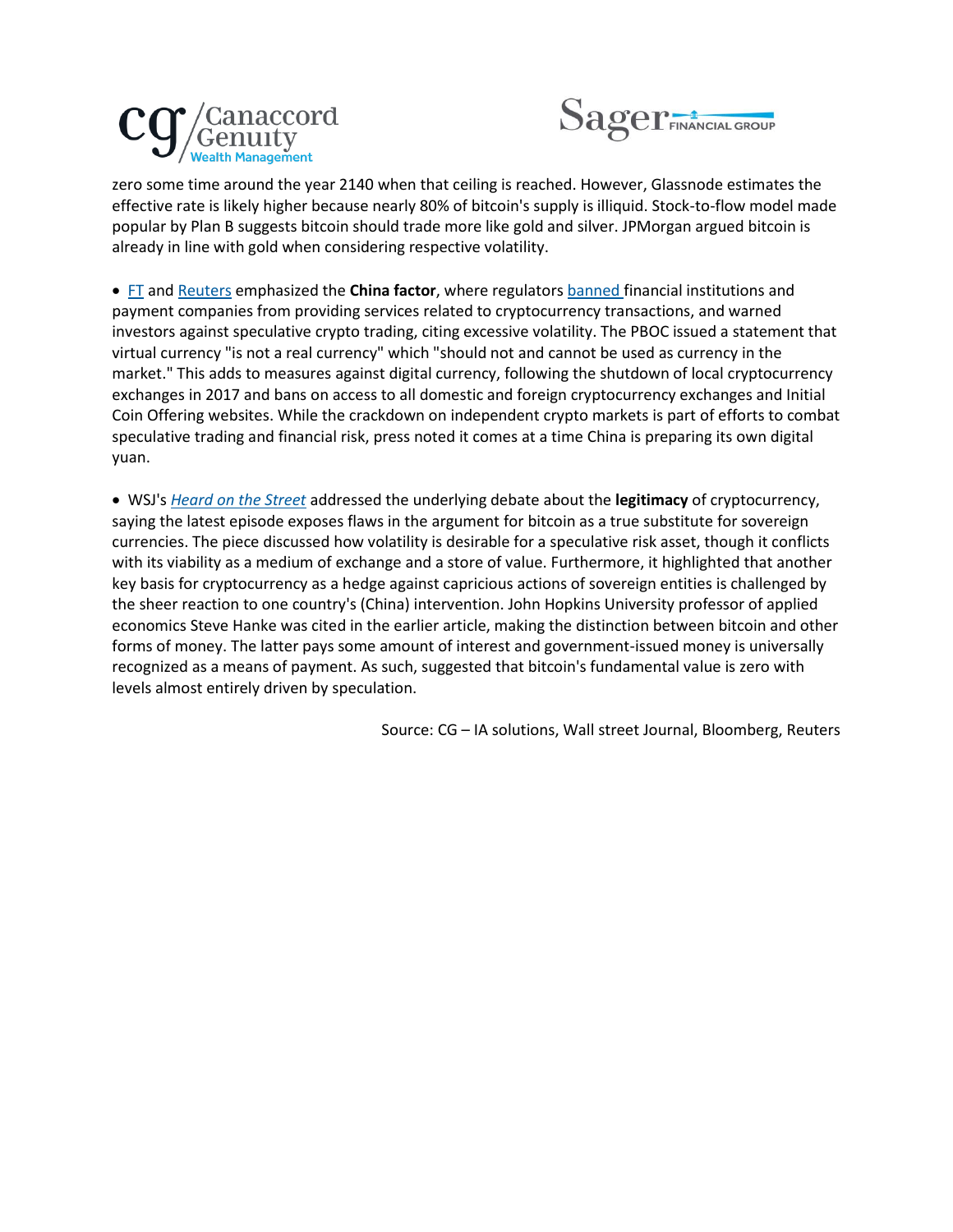zero some time around the year 2140 when that ceiling is reached. However, Glassnode estimates the effective rate is likely higher because nearly 80% of bitcoin's supply is illiquid. Stock-to-flow model made popular by Plan B suggests bitcoin should trade more like gold and silver. JPMorgan argued bitcoin is already in line with gold when considering respective volatility.

- FT and Reuters emphasized the **China factor**, where regulators banned financial institutions and payment companies from providing services related to cryptocurrency transactions, and warned investors against speculative crypto trading, citing excessive volatility. The PBOC issued a statement that virtual currency "is not a real currency" which "should not and cannot be used as currency in the market." This adds to measures against digital currency, following the shutdown of local cryptocurrency exchanges in 2017 and bans on access to all domestic and foreign cryptocurrency exchanges and Initial Coin Offering websites. While the crackdown on independent crypto markets is part of efforts to combat speculative trading and financial risk, press noted it comes at a time China is preparing its own digital yuan.

- WSJ's *Heard on the Street* addressed the underlying debate about the **legitimacy** of cryptocurrency, saying the latest episode exposes flaws in the argument for bitcoin as a true substitute for sovereign currencies. The piece discussed how volatility is desirable for a speculative risk asset, though it conflicts with its viability as a medium of exchange and a store of value. Furthermore, it highlighted that another key basis for cryptocurrency as a hedge against capricious actions of sovereign entities is challenged by the sheer reaction to one country's (China) intervention. John Hopkins University professor of applied economics Steve Hanke was cited in the earlier article, making the distinction between bitcoin and other forms of money. The latter pays some amount of interest and government-issued money is universally recognized as a means of payment. As such, suggested that bitcoin's fundamental value is zero with levels almost entirely driven by speculation.

Source: CG – IA solutions, Wall street Journal, Bloomberg, Reuters